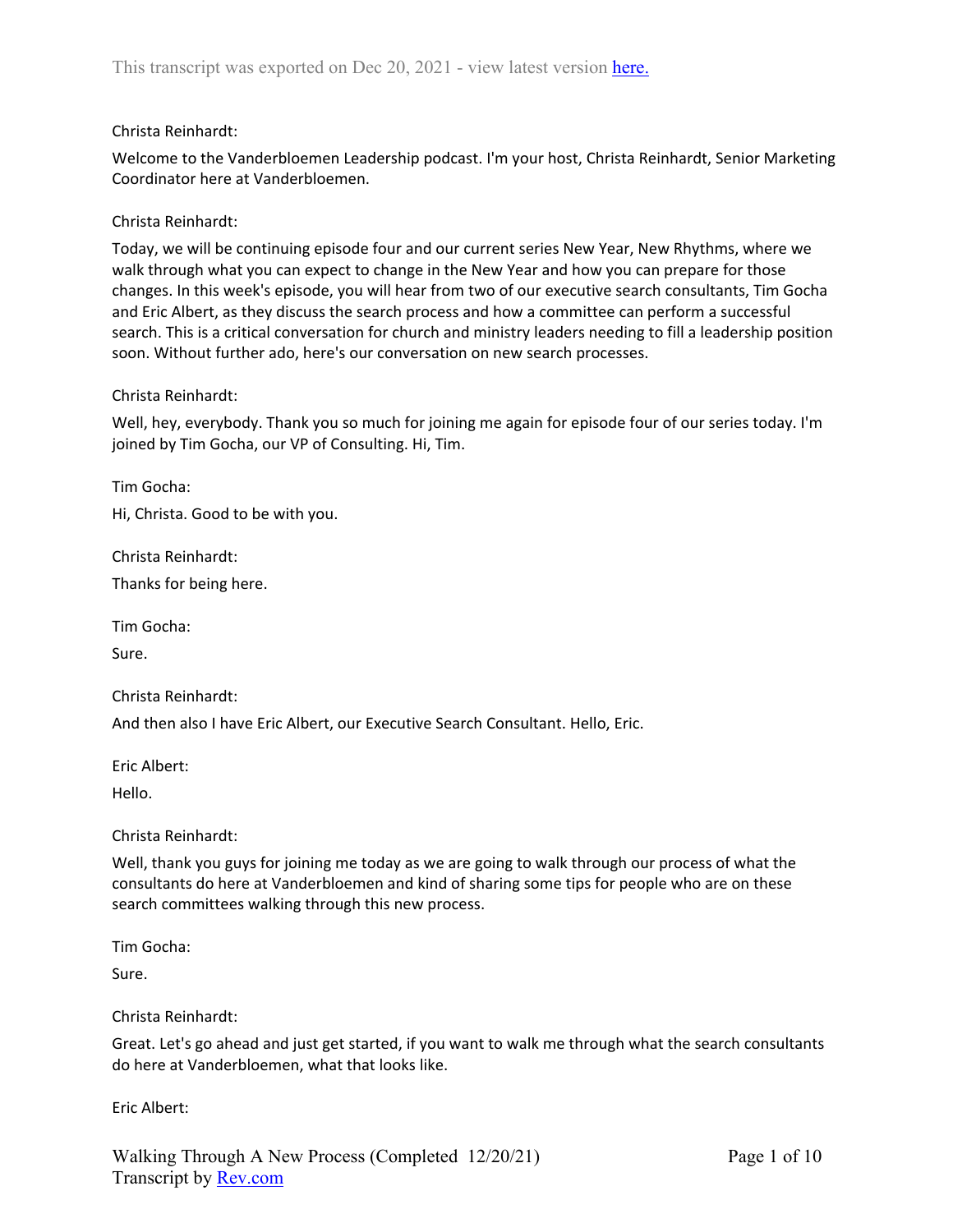Christa Reinhardt:

Welcome to the Vanderbloemen Leadership podcast. I'm your host, Christa Reinhardt, Senior Marketing Coordinator here at Vanderbloemen.

Christa Reinhardt:

Today, we will be continuing episode four and our current series New Year, New Rhythms, where we walk through what you can expect to change in the New Year and how you can prepare for those changes. In this week's episode, you will hear from two of our executive search consultants, Tim Gocha and Eric Albert, as they discuss the search process and how a committee can perform a successful search. This is a critical conversation for church and ministry leaders needing to fill a leadership position soon. Without further ado, here's our conversation on new search processes.

Christa Reinhardt:

Well, hey, everybody. Thank you so much for joining me again for episode four of our series today. I'm joined by Tim Gocha, our VP of Consulting. Hi, Tim.

Tim Gocha:

Hi, Christa. Good to be with you.

Christa Reinhardt:

Thanks for being here.

Tim Gocha:

Sure.

Christa Reinhardt:

And then also I have Eric Albert, our Executive Search Consultant. Hello, Eric.

Eric Albert:

Hello.

Christa Reinhardt:

Well, thank you guys for joining me today as we are going to walk through our process of what the consultants do here at Vanderbloemen and kind of sharing some tips for people who are on these search committees walking through this new process.

Tim Gocha:

Sure.

Christa Reinhardt:

Great. Let's go ahead and just get started, if you want to walk me through what the search consultants do here at Vanderbloemen, what that looks like.

Eric Albert: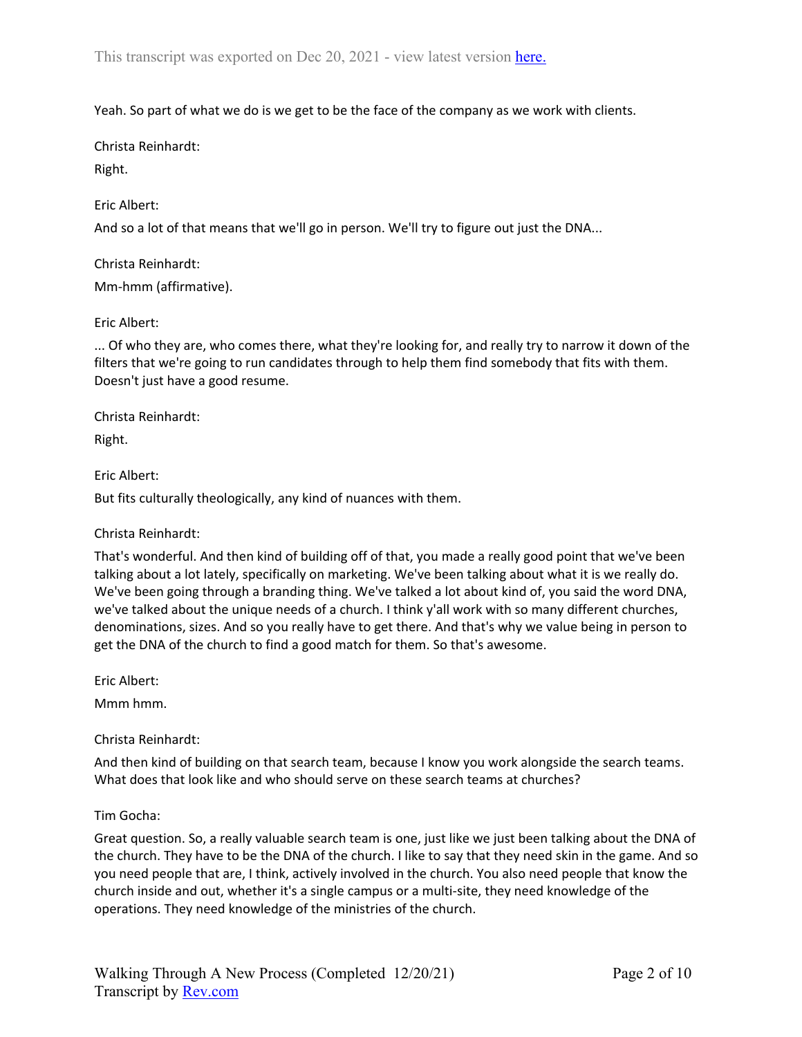Yeah. So part of what we do is we get to be the face of the company as we work with clients.

Christa Reinhardt:

Right.

Eric Albert:

And so a lot of that means that we'll go in person. We'll try to figure out just the DNA...

Christa Reinhardt:

Mm-hmm (affirmative).

Eric Albert:

... Of who they are, who comes there, what they're looking for, and really try to narrow it down of the filters that we're going to run candidates through to help them find somebody that fits with them. Doesn't just have a good resume.

Christa Reinhardt:

Right.

Eric Albert:

But fits culturally theologically, any kind of nuances with them.

Christa Reinhardt:

That's wonderful. And then kind of building off of that, you made a really good point that we've been talking about a lot lately, specifically on marketing. We've been talking about what it is we really do. We've been going through a branding thing. We've talked a lot about kind of, you said the word DNA, we've talked about the unique needs of a church. I think y'all work with so many different churches, denominations, sizes. And so you really have to get there. And that's why we value being in person to get the DNA of the church to find a good match for them. So that's awesome.

Eric Albert:

Mmm hmm.

Christa Reinhardt:

And then kind of building on that search team, because I know you work alongside the search teams. What does that look like and who should serve on these search teams at churches?

Tim Gocha:

Great question. So, a really valuable search team is one, just like we just been talking about the DNA of the church. They have to be the DNA of the church. I like to say that they need skin in the game. And so you need people that are, I think, actively involved in the church. You also need people that know the church inside and out, whether it's a single campus or a multi-site, they need knowledge of the operations. They need knowledge of the ministries of the church.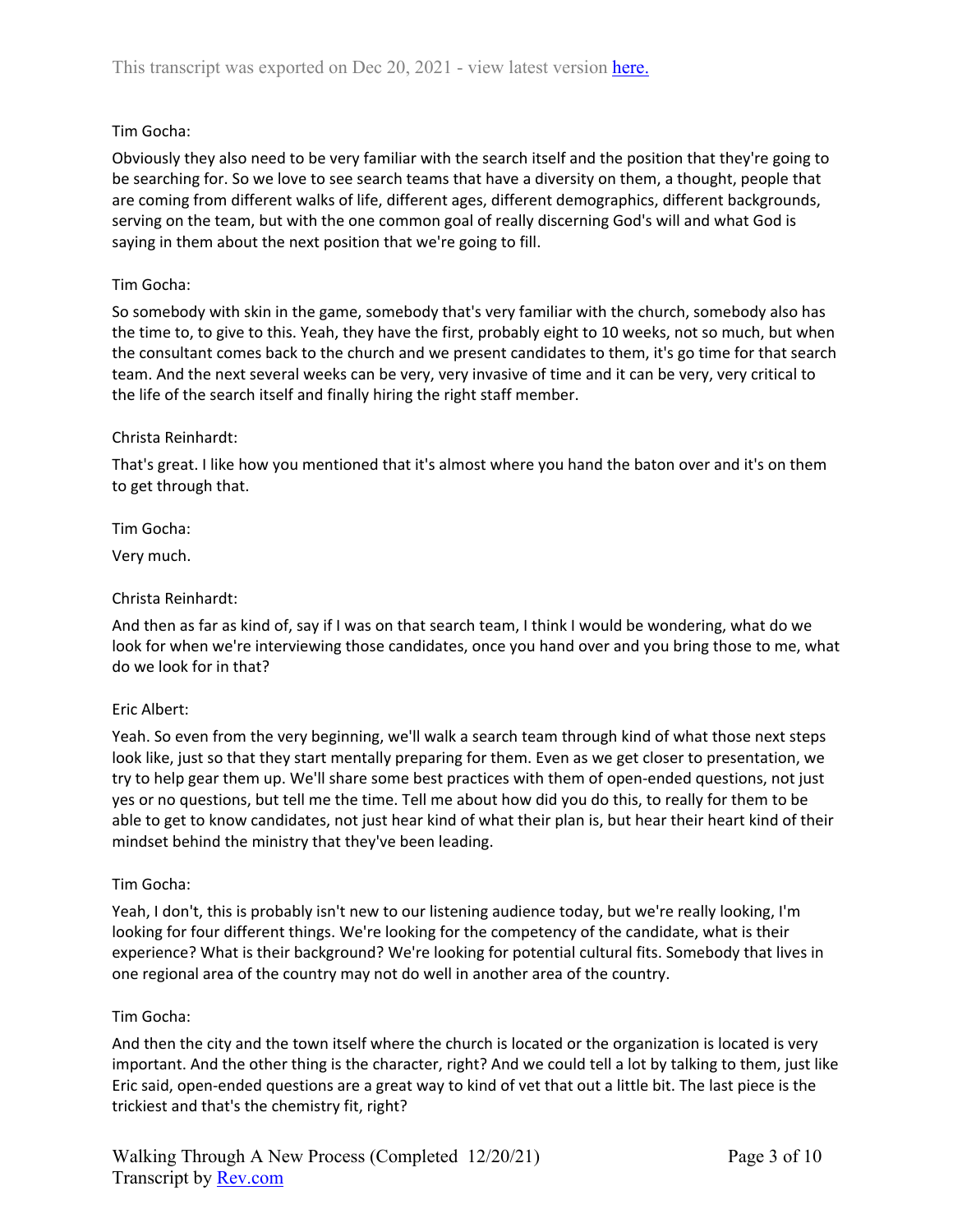Tim Gocha:

Obviously they also need to be very familiar with the search itself and the position that they're going to be searching for. So we love to see search teams that have a diversity on them, a thought, people that are coming from different walks of life, different ages, different demographics, different backgrounds, serving on the team, but with the one common goal of really discerning God's will and what God is saying in them about the next position that we're going to fill.

Tim Gocha:

So somebody with skin in the game, somebody that's very familiar with the church, somebody also has the time to, to give to this. Yeah, they have the first, probably eight to 10 weeks, not so much, but when the consultant comes back to the church and we present candidates to them, it's go time for that search team. And the next several weeks can be very, very invasive of time and it can be very, very critical to the life of the search itself and finally hiring the right staff member.

Christa Reinhardt:

That's great. I like how you mentioned that it's almost where you hand the baton over and it's on them to get through that.

Tim Gocha:

Very much.

Christa Reinhardt:

And then as far as kind of, say if I was on that search team, I think I would be wondering, what do we look for when we're interviewing those candidates, once you hand over and you bring those to me, what do we look for in that?

Eric Albert:

Yeah. So even from the very beginning, we'll walk a search team through kind of what those next steps look like, just so that they start mentally preparing for them. Even as we get closer to presentation, we try to help gear them up. We'll share some best practices with them of open-ended questions, not just yes or no questions, but tell me the time. Tell me about how did you do this, to really for them to be able to get to know candidates, not just hear kind of what their plan is, but hear their heart kind of their mindset behind the ministry that they've been leading.

Tim Gocha:

Yeah, I don't, this is probably isn't new to our listening audience today, but we're really looking, I'm looking for four different things. We're looking for the competency of the candidate, what is their experience? What is their background? We're looking for potential cultural fits. Somebody that lives in one regional area of the country may not do well in another area of the country.

Tim Gocha:

And then the city and the town itself where the church is located or the organization is located is very important. And the other thing is the character, right? And we could tell a lot by talking to them, just like Eric said, open-ended questions are a great way to kind of vet that out a little bit. The last piece is the trickiest and that's the chemistry fit, right?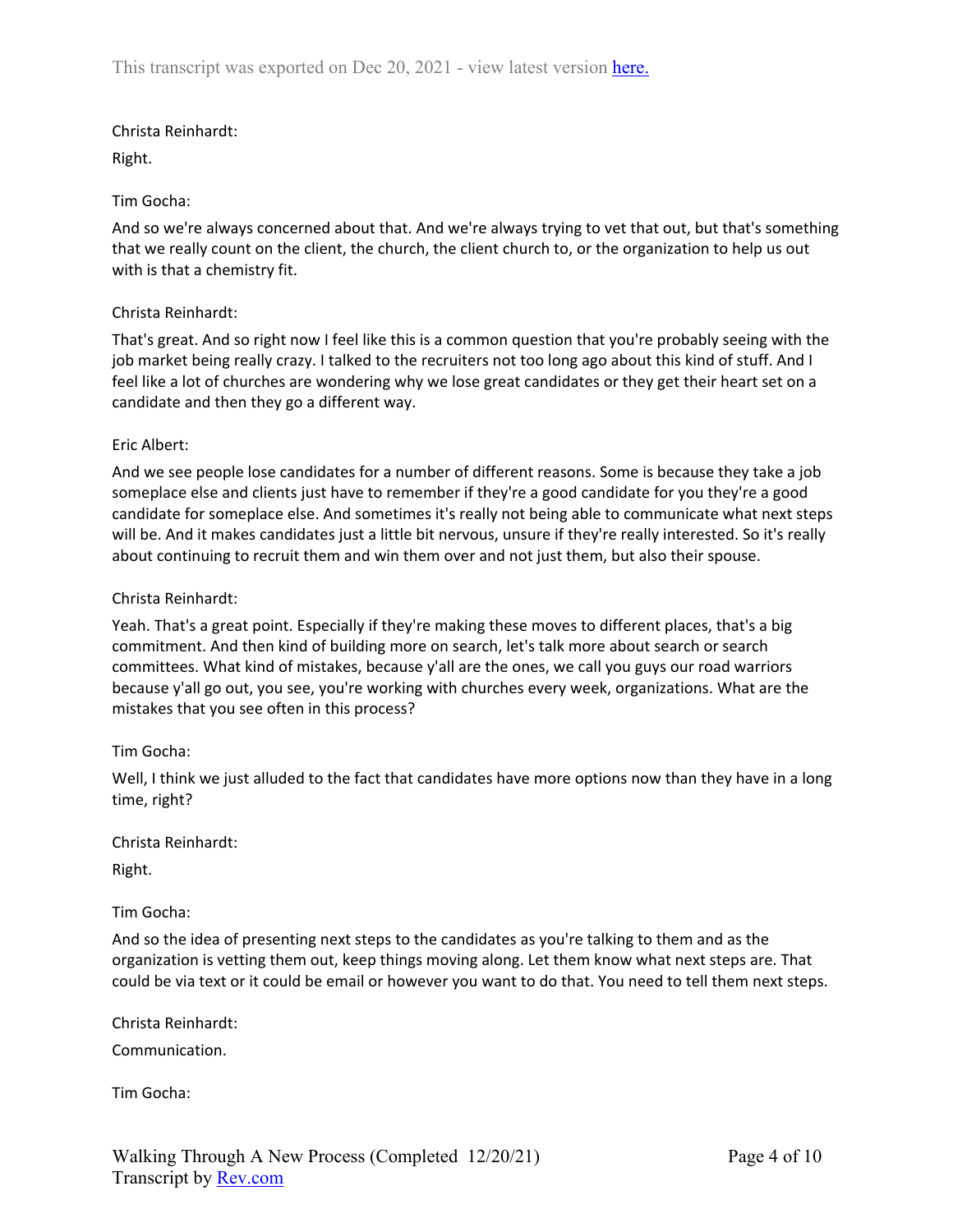Christa Reinhardt:

Right.

Tim Gocha:

And so we're always concerned about that. And we're always trying to vet that out, but that's something that we really count on the client, the church, the client church to, or the organization to help us out with is that a chemistry fit.

Christa Reinhardt:

That's great. And so right now I feel like this is a common question that you're probably seeing with the job market being really crazy. I talked to the recruiters not too long ago about this kind of stuff. And I feel like a lot of churches are wondering why we lose great candidates or they get their heart set on a candidate and then they go a different way.

Eric Albert:

And we see people lose candidates for a number of different reasons. Some is because they take a job someplace else and clients just have to remember if they're a good candidate for you they're a good candidate for someplace else. And sometimes it's really not being able to communicate what next steps will be. And it makes candidates just a little bit nervous, unsure if they're really interested. So it's really about continuing to recruit them and win them over and not just them, but also their spouse.

Christa Reinhardt:

Yeah. That's a great point. Especially if they're making these moves to different places, that's a big commitment. And then kind of building more on search, let's talk more about search or search committees. What kind of mistakes, because y'all are the ones, we call you guys our road warriors because y'all go out, you see, you're working with churches every week, organizations. What are the mistakes that you see often in this process?

Tim Gocha:

Well, I think we just alluded to the fact that candidates have more options now than they have in a long time, right?

Christa Reinhardt:

Right.

Tim Gocha:

And so the idea of presenting next steps to the candidates as you're talking to them and as the organization is vetting them out, keep things moving along. Let them know what next steps are. That could be via text or it could be email or however you want to do that. You need to tell them next steps.

Christa Reinhardt:

Communication.

Tim Gocha: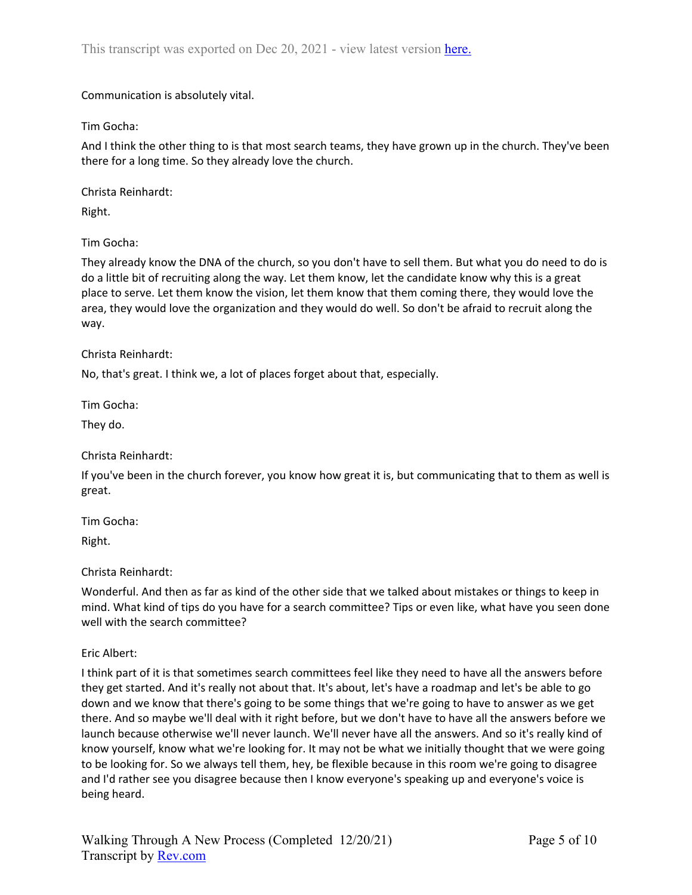Communication is absolutely vital.

Tim Gocha:

And I think the other thing to is that most search teams, they have grown up in the church. They've been there for a long time. So they already love the church.

Christa Reinhardt:

Right.

Tim Gocha:

They already know the DNA of the church, so you don't have to sell them. But what you do need to do is do a little bit of recruiting along the way. Let them know, let the candidate know why this is a great place to serve. Let them know the vision, let them know that them coming there, they would love the area, they would love the organization and they would do well. So don't be afraid to recruit along the way.

Christa Reinhardt:

No, that's great. I think we, a lot of places forget about that, especially.

Tim Gocha:

They do.

Christa Reinhardt:

If you've been in the church forever, you know how great it is, but communicating that to them as well is great.

Tim Gocha:

Right.

Christa Reinhardt:

Wonderful. And then as far as kind of the other side that we talked about mistakes or things to keep in mind. What kind of tips do you have for a search committee? Tips or even like, what have you seen done well with the search committee?

Eric Albert:

I think part of it is that sometimes search committees feel like they need to have all the answers before they get started. And it's really not about that. It's about, let's have a roadmap and let's be able to go down and we know that there's going to be some things that we're going to have to answer as we get there. And so maybe we'll deal with it right before, but we don't have to have all the answers before we launch because otherwise we'll never launch. We'll never have all the answers. And so it's really kind of know yourself, know what we're looking for. It may not be what we initially thought that we were going to be looking for. So we always tell them, hey, be flexible because in this room we're going to disagree and I'd rather see you disagree because then I know everyone's speaking up and everyone's voice is being heard.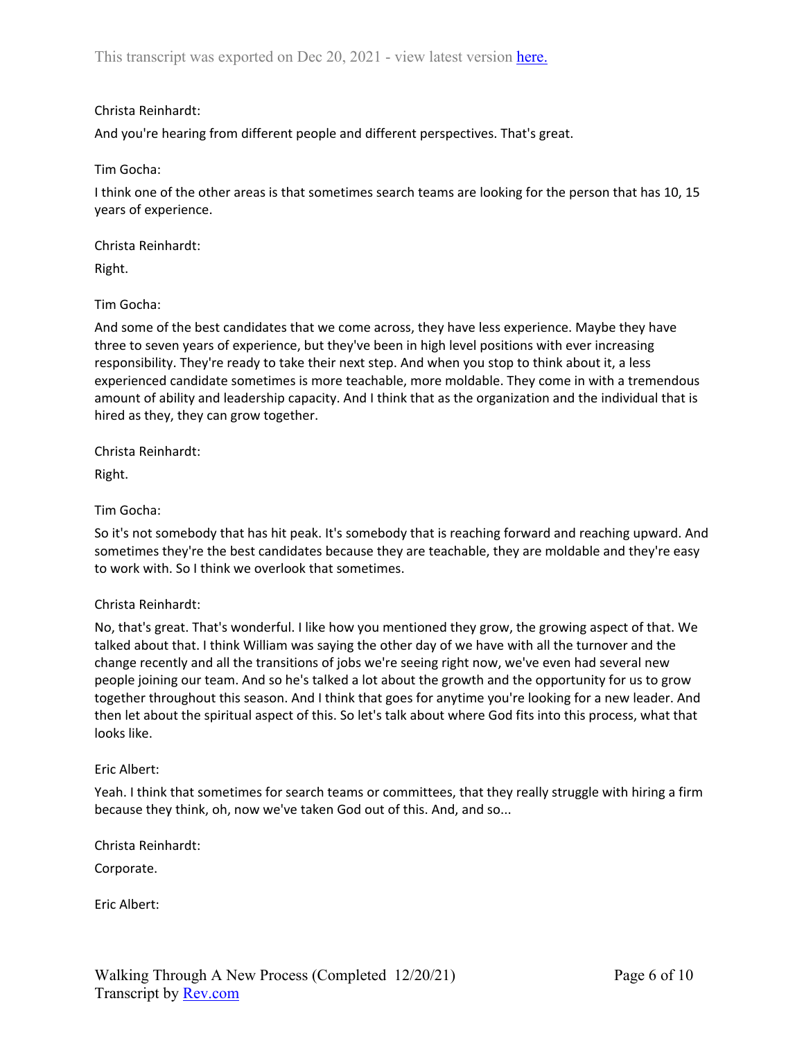Christa Reinhardt:

And you're hearing from different people and different perspectives. That's great.

Tim Gocha:

I think one of the other areas is that sometimes search teams are looking for the person that has 10, 15 years of experience.

Christa Reinhardt:

Right.

Tim Gocha:

And some of the best candidates that we come across, they have less experience. Maybe they have three to seven years of experience, but they've been in high level positions with ever increasing responsibility. They're ready to take their next step. And when you stop to think about it, a less experienced candidate sometimes is more teachable, more moldable. They come in with a tremendous amount of ability and leadership capacity. And I think that as the organization and the individual that is hired as they, they can grow together.

Christa Reinhardt:

Right.

Tim Gocha:

So it's not somebody that has hit peak. It's somebody that is reaching forward and reaching upward. And sometimes they're the best candidates because they are teachable, they are moldable and they're easy to work with. So I think we overlook that sometimes.

Christa Reinhardt:

No, that's great. That's wonderful. I like how you mentioned they grow, the growing aspect of that. We talked about that. I think William was saying the other day of we have with all the turnover and the change recently and all the transitions of jobs we're seeing right now, we've even had several new people joining our team. And so he's talked a lot about the growth and the opportunity for us to grow together throughout this season. And I think that goes for anytime you're looking for a new leader. And then let about the spiritual aspect of this. So let's talk about where God fits into this process, what that looks like.

Eric Albert:

Yeah. I think that sometimes for search teams or committees, that they really struggle with hiring a firm because they think, oh, now we've taken God out of this. And, and so...

Christa Reinhardt:

Corporate.

Eric Albert: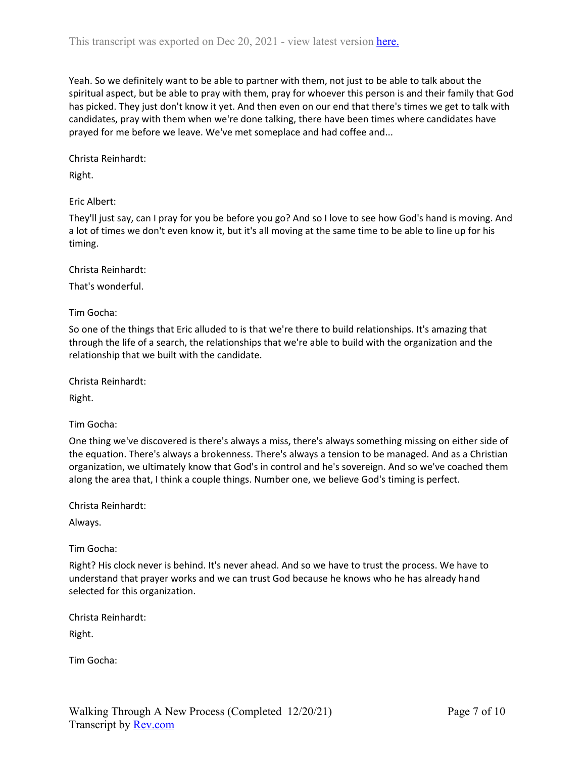Yeah. So we definitely want to be able to partner with them, not just to be able to talk about the spiritual aspect, but be able to pray with them, pray for whoever this person is and their family that God has picked. They just don't know it yet. And then even on our end that there's times we get to talk with candidates, pray with them when we're done talking, there have been times where candidates have prayed for me before we leave. We've met someplace and had coffee and...

Christa Reinhardt:

Right.

Eric Albert:

They'll just say, can I pray for you be before you go? And so I love to see how God's hand is moving. And a lot of times we don't even know it, but it's all moving at the same time to be able to line up for his timing.

Christa Reinhardt:

That's wonderful.

Tim Gocha:

So one of the things that Eric alluded to is that we're there to build relationships. It's amazing that through the life of a search, the relationships that we're able to build with the organization and the relationship that we built with the candidate.

Christa Reinhardt:

Right.

Tim Gocha:

One thing we've discovered is there's always a miss, there's always something missing on either side of the equation. There's always a brokenness. There's always a tension to be managed. And as a Christian organization, we ultimately know that God's in control and he's sovereign. And so we've coached them along the area that, I think a couple things. Number one, we believe God's timing is perfect.

Christa Reinhardt:

Always.

Tim Gocha:

Right? His clock never is behind. It's never ahead. And so we have to trust the process. We have to understand that prayer works and we can trust God because he knows who he has already hand selected for this organization.

Christa Reinhardt:

Right.

Tim Gocha: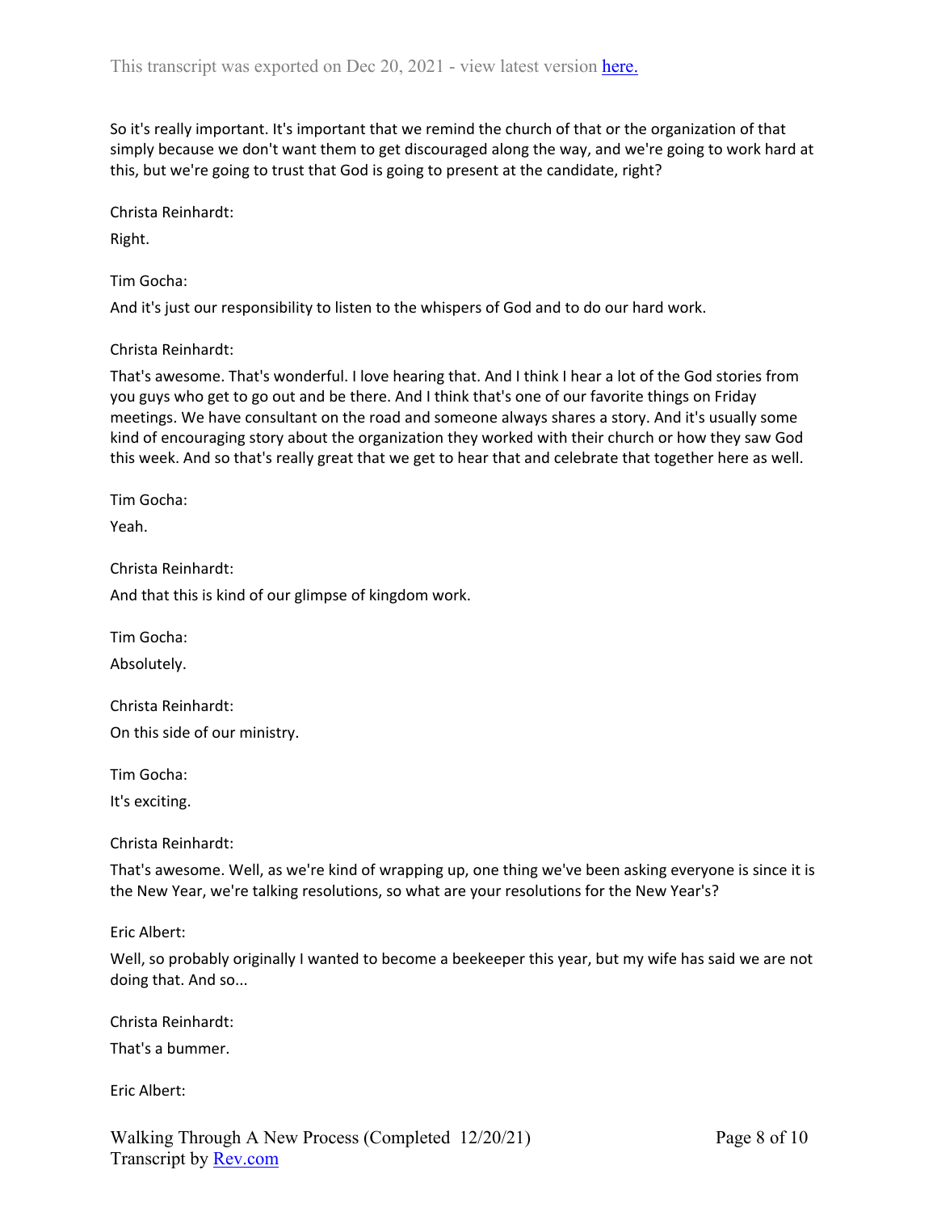So it's really important. It's important that we remind the church of that or the organization of that simply because we don't want them to get discouraged along the way, and we're going to work hard at this, but we're going to trust that God is going to present at the candidate, right?

Christa Reinhardt:

Right.

Tim Gocha:

And it's just our responsibility to listen to the whispers of God and to do our hard work.

Christa Reinhardt:

That's awesome. That's wonderful. I love hearing that. And I think I hear a lot of the God stories from you guys who get to go out and be there. And I think that's one of our favorite things on Friday meetings. We have consultant on the road and someone always shares a story. And it's usually some kind of encouraging story about the organization they worked with their church or how they saw God this week. And so that's really great that we get to hear that and celebrate that together here as well.

Tim Gocha:

Yeah.

Christa Reinhardt:

And that this is kind of our glimpse of kingdom work.

Tim Gocha:

Absolutely.

Christa Reinhardt:

On this side of our ministry.

Tim Gocha:

It's exciting.

Christa Reinhardt:

That's awesome. Well, as we're kind of wrapping up, one thing we've been asking everyone is since it is the New Year, we're talking resolutions, so what are your resolutions for the New Year's?

Eric Albert:

Well, so probably originally I wanted to become a beekeeper this year, but my wife has said we are not doing that. And so...

Christa Reinhardt:

That's a bummer.

Eric Albert: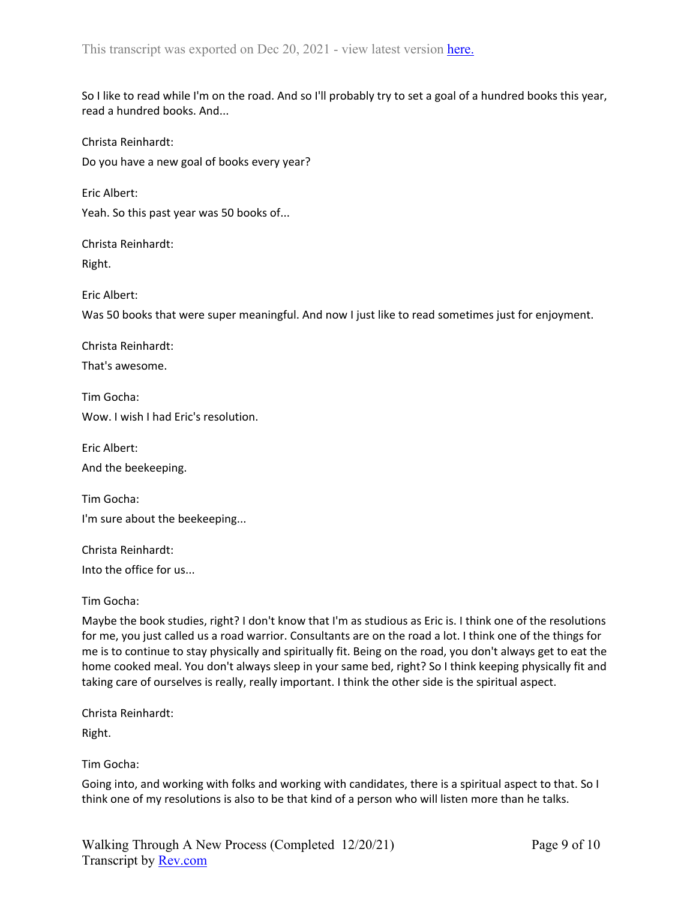So I like to read while I'm on the road. And so I'll probably try to set a goal of a hundred books this year, read a hundred books. And...

Christa Reinhardt:

Do you have a new goal of books every year?

Eric Albert:

Yeah. So this past year was 50 books of...

Christa Reinhardt:

Right.

Eric Albert:

Was 50 books that were super meaningful. And now I just like to read sometimes just for enjoyment.

Christa Reinhardt:

That's awesome.

Tim Gocha:

Wow. I wish I had Eric's resolution.

Eric Albert:

And the beekeeping.

Tim Gocha:

I'm sure about the beekeeping...

Christa Reinhardt:

Into the office for us...

Tim Gocha:

Maybe the book studies, right? I don't know that I'm as studious as Eric is. I think one of the resolutions for me, you just called us a road warrior. Consultants are on the road a lot. I think one of the things for me is to continue to stay physically and spiritually fit. Being on the road, you don't always get to eat the home cooked meal. You don't always sleep in your same bed, right? So I think keeping physically fit and taking care of ourselves is really, really important. I think the other side is the spiritual aspect.

Christa Reinhardt:

Right.

Tim Gocha:

Going into, and working with folks and working with candidates, there is a spiritual aspect to that. So I think one of my resolutions is also to be that kind of a person who will listen more than he talks.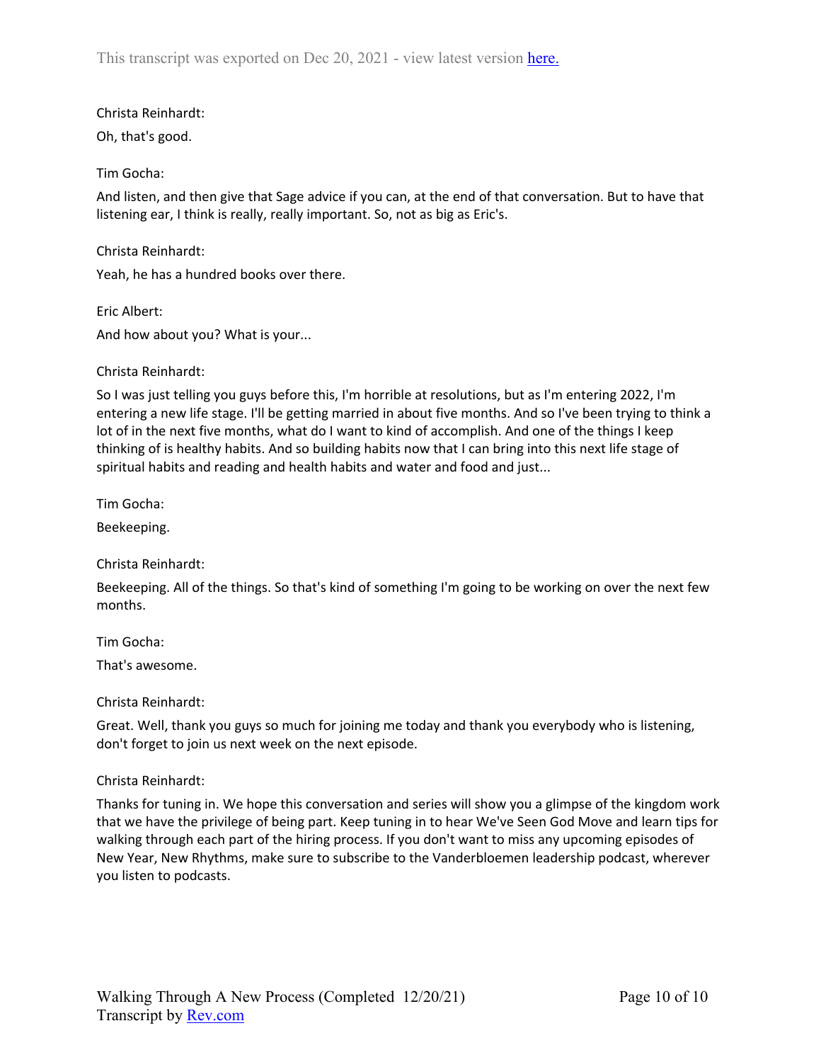Christa Reinhardt:

Oh, that's good.

Tim Gocha:

And listen, and then give that Sage advice if you can, at the end of that conversation. But to have that listening ear, I think is really, really important. So, not as big as Eric's.

Christa Reinhardt:

Yeah, he has a hundred books over there.

Eric Albert:

And how about you? What is your...

Christa Reinhardt:

So I was just telling you guys before this, I'm horrible at resolutions, but as I'm entering 2022, I'm entering a new life stage. I'll be getting married in about five months. And so I've been trying to think a lot of in the next five months, what do I want to kind of accomplish. And one of the things I keep thinking of is healthy habits. And so building habits now that I can bring into this next life stage of spiritual habits and reading and health habits and water and food and just...

Tim Gocha:

Beekeeping.

Christa Reinhardt:

Beekeeping. All of the things. So that's kind of something I'm going to be working on over the next few months.

Tim Gocha:

That's awesome.

Christa Reinhardt:

Great. Well, thank you guys so much for joining me today and thank you everybody who is listening, don't forget to join us next week on the next episode.

Christa Reinhardt:

Thanks for tuning in. We hope this conversation and series will show you a glimpse of the kingdom work that we have the privilege of being part. Keep tuning in to hear We've Seen God Move and learn tips for walking through each part of the hiring process. If you don't want to miss any upcoming episodes of New Year, New Rhythms, make sure to subscribe to the Vanderbloemen leadership podcast, wherever you listen to podcasts.